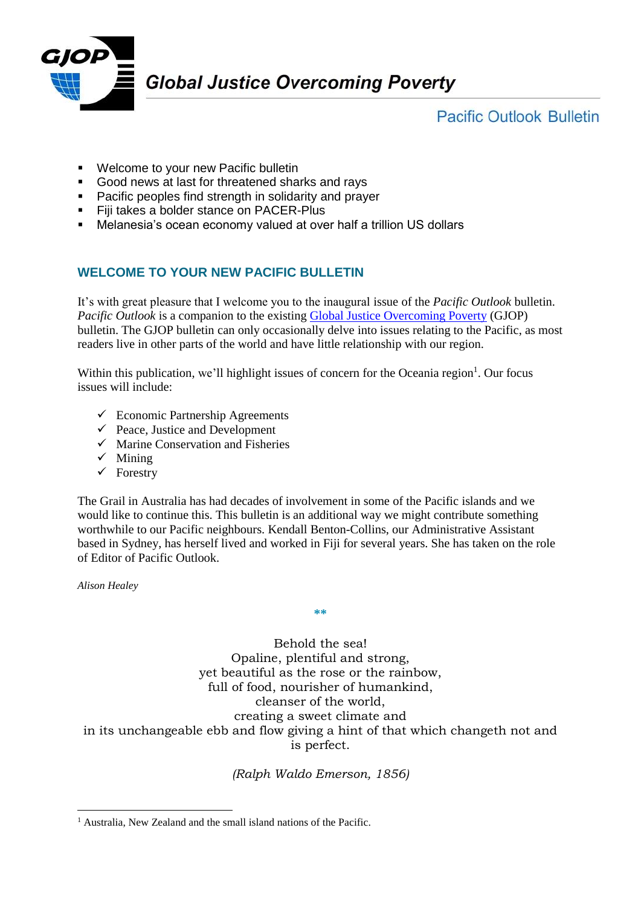# Global Justice Overcoming Poverty

## Pacific Outlook Bulletin

- Welcome to your new Pacific bulletin
- Good news at last for threatened sharks and rays
- Pacific peoples find strength in solidarity and prayer
- Fiji takes a bolder stance on PACER-Plus
- Melanesia's ocean economy valued at over half a trillion US dollars

## WELCOME TO YOUR NEW PACIFIC BULLETIN

It's with great pleasure that I welcome you to the inaugural issue of the *Pacific Outlook* bulletin. *Pacific Outlook* is a companion to the existing [Global Justice Overcoming Poverty](#) (GJOP) bulletin. The GJOP bulletin can only occasionally delve into issues relating to the Pacific, as most readers live in other parts of the world and have little relationship with our region.

Within this publication, we'll highlight issues of concern for the Oceania region[1]. Our focus issues will include:

- ✓ Economic Partnership Agreements
- ✓ Peace, Justice and Development
- ✓ Marine Conservation and Fisheries
- ✓ Mining
- ✓ Forestry

The Grail in Australia has had decades of involvement in some of the Pacific islands and we would like to continue this. This bulletin is an additional way we might contribute something worthwhile to our Pacific neighbours. Kendall Benton-Collins, our Administrative Assistant based in Sydney, has herself lived and worked in Fiji for several years. She has taken on the role of Editor of Pacific Outlook.

*Alison Healey*

**

Behold the sea!
Opaline, plentiful and strong,
yet beautiful as the rose or the rainbow,
full of food, nourisher of humankind,
cleanser of the world,
creating a sweet climate and
in its unchangeable ebb and flow giving a hint of that which changeth not and
is perfect.

*(Ralph Waldo Emerson, 1856)*

---

[1] Australia, New Zealand and the small island nations of the Pacific.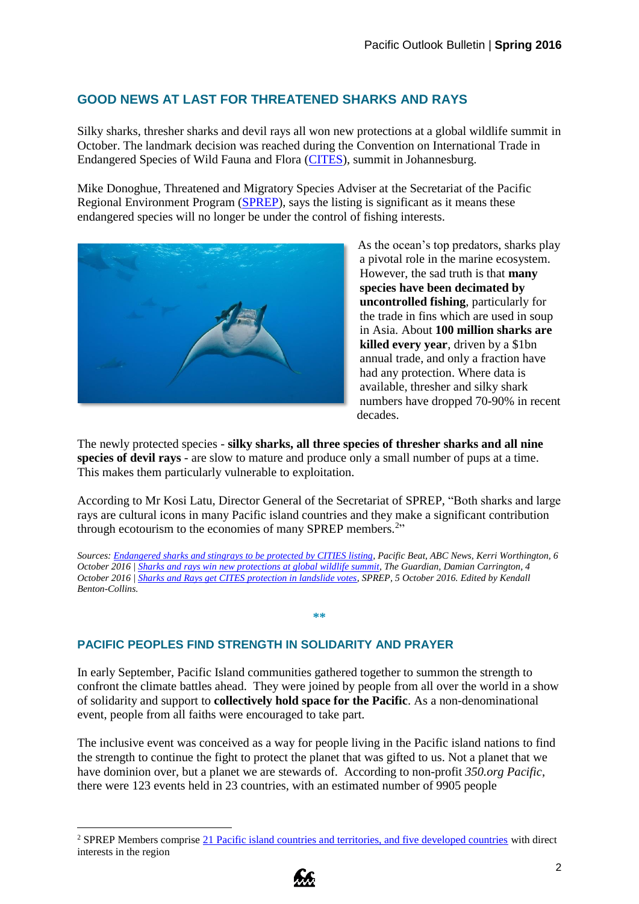## GOOD NEWS AT LAST FOR THREATENED SHARKS AND RAYS

Silky sharks, thresher sharks and devil rays all won new protections at a global wildlife summit in October. The landmark decision was reached during the Convention on International Trade in Endangered Species of Wild Fauna and Flora (CITES), summit in Johannesburg.

Mike Donoghue, Threatened and Migratory Species Adviser at the Secretariat of the Pacific Regional Environment Program (SPREP), says the listing is significant as it means these endangered species will no longer be under the control of fishing interests.

As the ocean's top predators, sharks play a pivotal role in the marine ecosystem. However, the sad truth is that **many species have been decimated by uncontrolled fishing**, particularly for the trade in fins which are used in soup in Asia. About **100 million sharks are killed every year**, driven by a $1bn annual trade, and only a fraction have had any protection. Where data is available, thresher and silky shark numbers have dropped 70-90% in recent decades.

The newly protected species - **silky sharks, all three species of thresher sharks and all nine species of devil rays** - are slow to mature and produce only a small number of pups at a time. This makes them particularly vulnerable to exploitation.

According to Mr Kosi Latu, Director General of the Secretariat of SPREP, "Both sharks and large rays are cultural icons in many Pacific island countries and they make a significant contribution through ecotourism to the economies of many SPREP members.[2]"

*Sources: Endangered sharks and stingrays to be protected by CITES listing, Pacific Beat, ABC News, Kerri Worthington, 6 October 2016 | Sharks and rays win new protections at global wildlife summit, The Guardian, Damian Carrington, 4 October 2016 | Sharks and Rays get CITES protection in landslide votes, SPREP, 5 October 2016. Edited by Kendall Benton-Collins.*

**

## PACIFIC PEOPLES FIND STRENGTH IN SOLIDARITY AND PRAYER

In early September, Pacific Island communities gathered together to summon the strength to confront the climate battles ahead. They were joined by people from all over the world in a show of solidarity and support to **collectively hold space for the Pacific**. As a non-denominational event, people from all faiths were encouraged to take part.

The inclusive event was conceived as a way for people living in the Pacific island nations to find the strength to continue the fight to protect the planet that was gifted to us. Not a planet that we have dominion over, but a planet we are stewards of. According to non-profit *350.org Pacific*, there were 123 events held in 23 countries, with an estimated number of 9905 people

---

[2] SPREP Members comprise 21 Pacific island countries and territories, and five developed countries with direct interests in the region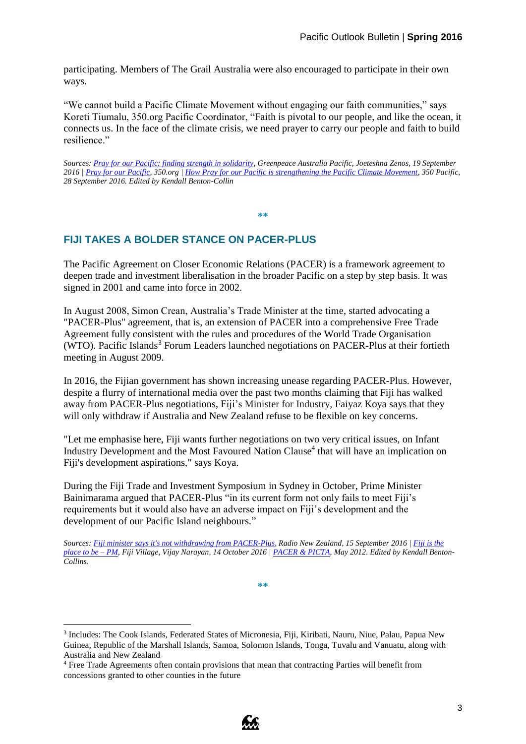participating. Members of The Grail Australia were also encouraged to participate in their own ways.

"We cannot build a Pacific Climate Movement without engaging our faith communities," says Koreti Tiumalu, 350.org Pacific Coordinator, "Faith is pivotal to our people, and like the ocean, it connects us. In the face of the climate crisis, we need prayer to carry our people and faith to build resilience."

*Sources: Pray for our Pacific: finding strength in solidarity, Greenpeace Australia Pacific, Joeteshna Zenos, 19 September 2016 | Pray for our Pacific, 350.org | How Pray for our Pacific is strengthening the Pacific Climate Movement, 350 Pacific, 28 September 2016. Edited by Kendall Benton-Collin*

**

## FIJI TAKES A BOLDER STANCE ON PACER-PLUS

The Pacific Agreement on Closer Economic Relations (PACER) is a framework agreement to deepen trade and investment liberalisation in the broader Pacific on a step by step basis. It was signed in 2001 and came into force in 2002.

In August 2008, Simon Crean, Australia's Trade Minister at the time, started advocating a "PACER-Plus" agreement, that is, an extension of PACER into a comprehensive Free Trade Agreement fully consistent with the rules and procedures of the World Trade Organisation (WTO). Pacific Islands[3] Forum Leaders launched negotiations on PACER-Plus at their fortieth meeting in August 2009.

In 2016, the Fijian government has shown increasing unease regarding PACER-Plus. However, despite a flurry of international media over the past two months claiming that Fiji has walked away from PACER-Plus negotiations, Fiji's Minister for Industry, Faiyaz Koya says that they will only withdraw if Australia and New Zealand refuse to be flexible on key concerns.

"Let me emphasise here, Fiji wants further negotiations on two very critical issues, on Infant Industry Development and the Most Favoured Nation Clause[4] that will have an implication on Fiji's development aspirations," says Koya.

During the Fiji Trade and Investment Symposium in Sydney in October, Prime Minister Bainimarama argued that PACER-Plus "in its current form not only fails to meet Fiji's requirements but it would also have an adverse impact on Fiji's development and the development of our Pacific Island neighbours."

*Sources: Fiji minister says it's not withdrawing from PACER-Plus, Radio New Zealand, 15 September 2016 | Fiji is the place to be – PM, Fiji Village, Vijay Narayan, 14 October 2016 | PACER & PICTA, May 2012. Edited by Kendall Benton-Collins.*

**

[3] Includes: The Cook Islands, Federated States of Micronesia, Fiji, Kiribati, Nauru, Niue, Palau, Papua New Guinea, Republic of the Marshall Islands, Samoa, Solomon Islands, Tonga, Tuvalu and Vanuatu, along with Australia and New Zealand

[4] Free Trade Agreements often contain provisions that mean that contracting Parties will benefit from concessions granted to other counties in the future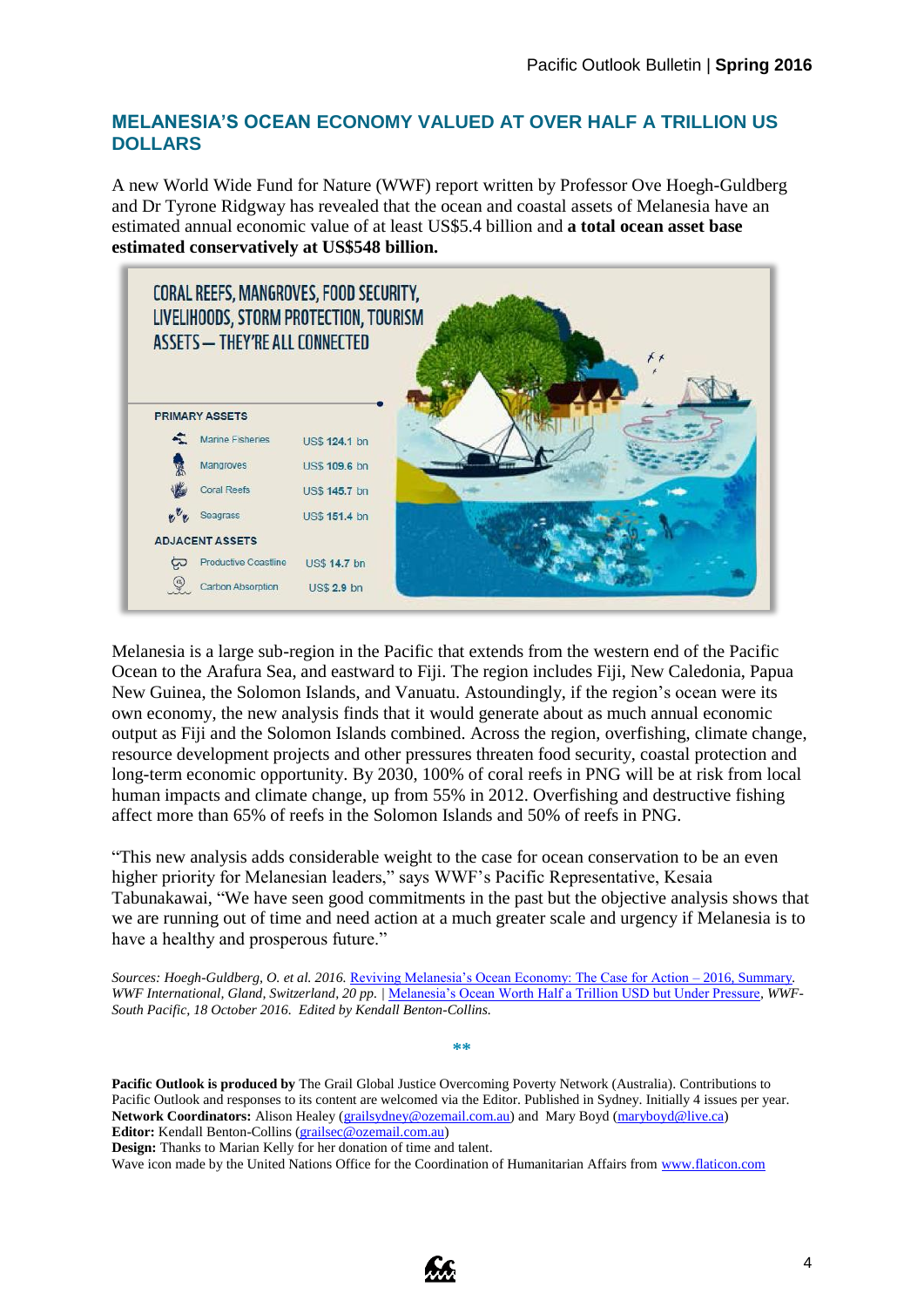## MELANESIA'S OCEAN ECONOMY VALUED AT OVER HALF A TRILLION US DOLLARS

A new World Wide Fund for Nature (WWF) report written by Professor Ove Hoegh-Guldberg and Dr Tyrone Ridgway has revealed that the ocean and coastal assets of Melanesia have an estimated annual economic value of at least US$5.4 billion and **a total ocean asset base estimated conservatively at US$548 billion.**

CORAL REEFS, MANGROVES, FOOD SECURITY, LIVELIHOODS, STORM PROTECTION, TOURISM ASSETS — THEY'RE ALL CONNECTED

| | |
|---|---|
| **PRIMARY ASSETS** | |
| Marine Fisheries | US$ 124.1 bn |
| Mangroves | US$ 109.6 bn |
| Coral Reefs | US$ 145.7 bn |
| Seagrass | US$ 151.4 bn |
| **ADJACENT ASSETS** | |
| Productive Coastline | US$ 14.7 bn |
| Carbon Absorption | US$ 2.9 bn |

Melanesia is a large sub-region in the Pacific that extends from the western end of the Pacific Ocean to the Arafura Sea, and eastward to Fiji. The region includes Fiji, New Caledonia, Papua New Guinea, the Solomon Islands, and Vanuatu. Astoundingly, if the region's ocean were its own economy, the new analysis finds that it would generate about as much annual economic output as Fiji and the Solomon Islands combined. Across the region, overfishing, climate change, resource development projects and other pressures threaten food security, coastal protection and long-term economic opportunity. By 2030, 100% of coral reefs in PNG will be at risk from local human impacts and climate change, up from 55% in 2012. Overfishing and destructive fishing affect more than 65% of reefs in the Solomon Islands and 50% of reefs in PNG.

"This new analysis adds considerable weight to the case for ocean conservation to be an even higher priority for Melanesian leaders," says WWF's Pacific Representative, Kesaia Tabunakawai, "We have seen good commitments in the past but the objective analysis shows that we are running out of time and need action at a much greater scale and urgency if Melanesia is to have a healthy and prosperous future."

*Sources: Hoegh-Guldberg, O. et al. 2016.* [Reviving Melanesia's Ocean Economy: The Case for Action – 2016, Summary](). *WWF International, Gland, Switzerland, 20 pp.* | [Melanesia's Ocean Worth Half a Trillion USD but Under Pressure](), *WWF-South Pacific, 18 October 2016. Edited by Kendall Benton-Collins.*

**

**Pacific Outlook is produced by** The Grail Global Justice Overcoming Poverty Network (Australia). Contributions to Pacific Outlook and responses to its content are welcomed via the Editor. Published in Sydney. Initially 4 issues per year.
**Network Coordinators:** Alison Healey (grailsydney@ozemail.com.au) and Mary Boyd (maryboyd@live.ca)
**Editor:** Kendall Benton-Collins (grailsec@ozemail.com.au)
**Design:** Thanks to Marian Kelly for her donation of time and talent.
Wave icon made by the United Nations Office for the Coordination of Humanitarian Affairs from www.flaticon.com